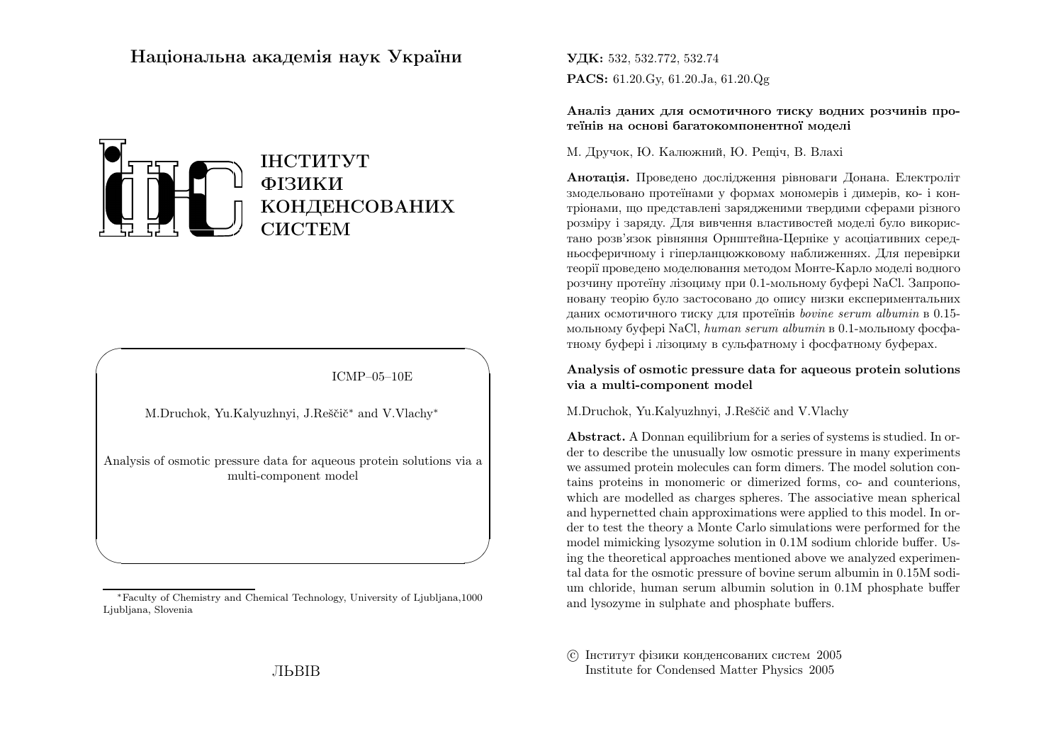Національна академія наук України

ІНСТИТУТ
ФІЗИКИ
КОНДЕНСОВАНИХ
СИСТЕМ

ICMP–05–10E

M.Druchok, Yu.Kalyuzhnyi, J.Reščič* and V.Vlachy*

Analysis of osmotic pressure data for aqueous protein solutions via a multi-component model

*Faculty of Chemistry and Chemical Technology, University of Ljubljana,1000 Ljubljana, Slovenia

ЛЬВІВ

**УДК:** 532, 532.772, 532.74
**PACS:** 61.20.Gy, 61.20.Ja, 61.20.Qg

**Аналіз даних для осмотичного тиску водних розчинів протеїнів на основі багатокомпонентної моделі**

М. Дручок, Ю. Калюжний, Ю. Рещіч, В. Влахі

**Анотація.** Проведено дослідження рівноваги Донана. Електроліт змодельовано протеїнами у формах мономерів і димерів, ко- і контріонами, що представлені зарядженими твердими сферами різного розміру і заряду. Для вивчення властивостей моделі було використано розв'язок рівняння Орнштейна-Церніке у асоціативних середньосферичному і гіперланцюжковому наближеннях. Для перевірки теорії проведено моделювання методом Монте-Карло моделі водного розчину протеїну лізоциму при 0.1-мольному буфері NaCl. Запропоновану теорію було застосовано до опису низки експериментальних даних осмотичного тиску для протеїнів *bovine serum albumin* в 0.15-мольному буфері NaCl, *human serum albumin* в 0.1-мольному фосфатному буфері і лізоциму в сульфатному і фосфатному буферах.

**Analysis of osmotic pressure data for aqueous protein solutions via a multi-component model**

M.Druchok, Yu.Kalyuzhnyi, J.Reščič and V.Vlachy

**Abstract.** A Donnan equilibrium for a series of systems is studied. In order to describe the unusually low osmotic pressure in many experiments we assumed protein molecules can form dimers. The model solution contains proteins in monomeric or dimerized forms, co- and counterions, which are modelled as charges spheres. The associative mean spherical and hypernetted chain approximations were applied to this model. In order to test the theory a Monte Carlo simulations were performed for the model mimicking lysozyme solution in 0.1M sodium chloride buffer. Using the theoretical approaches mentioned above we analyzed experimental data for the osmotic pressure of bovine serum albumin in 0.15M sodium chloride, human serum albumin solution in 0.1M phosphate buffer and lysozyme in sulphate and phosphate buffers.

© Інститут фізики конденсованих систем 2005
Institute for Condensed Matter Physics 2005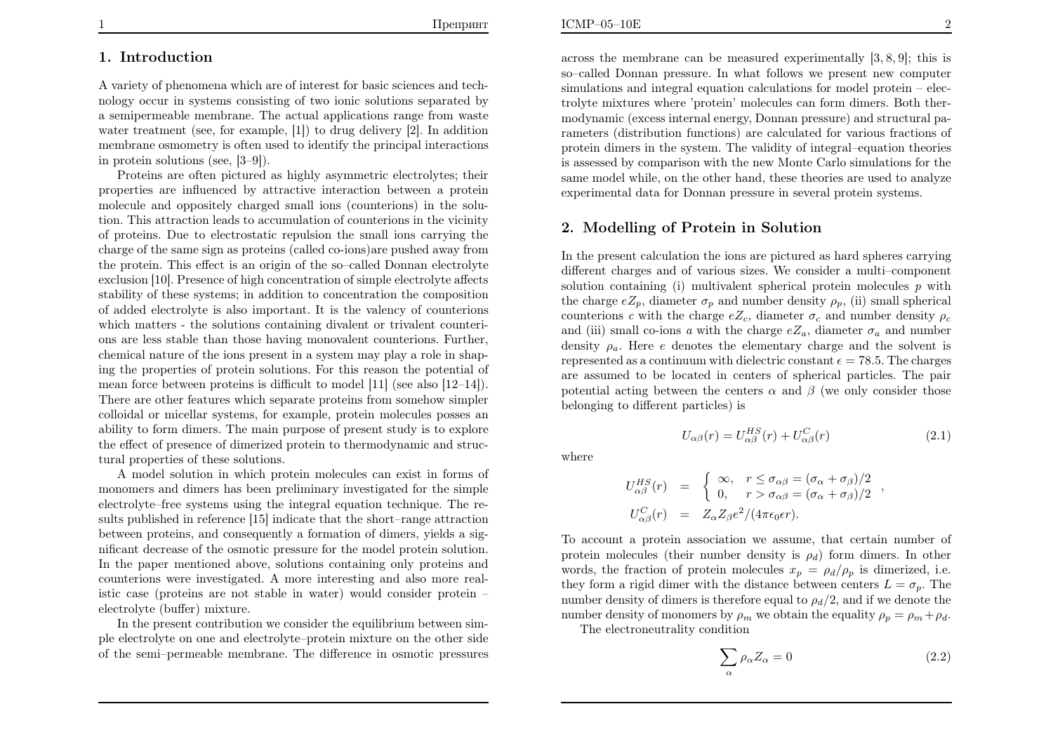## 1. Introduction

A variety of phenomena which are of interest for basic sciences and technology occur in systems consisting of two ionic solutions separated by a semipermeable membrane. The actual applications range from waste water treatment (see, for example, [1]) to drug delivery [2]. In addition membrane osmometry is often used to identify the principal interactions in protein solutions (see, [3–9]).

Proteins are often pictured as highly asymmetric electrolytes; their properties are influenced by attractive interaction between a protein molecule and oppositely charged small ions (counterions) in the solution. This attraction leads to accumulation of counterions in the vicinity of proteins. Due to electrostatic repulsion the small ions carrying the charge of the same sign as proteins (called co-ions)are pushed away from the protein. This effect is an origin of the so–called Donnan electrolyte exclusion [10]. Presence of high concentration of simple electrolyte affects stability of these systems; in addition to concentration the composition of added electrolyte is also important. It is the valency of counterions which matters - the solutions containing divalent or trivalent counterions are less stable than those having monovalent counterions. Further, chemical nature of the ions present in a system may play a role in shaping the properties of protein solutions. For this reason the potential of mean force between proteins is difficult to model [11] (see also [12–14]). There are other features which separate proteins from somehow simpler colloidal or micellar systems, for example, protein molecules posses an ability to form dimers. The main purpose of present study is to explore the effect of presence of dimerized protein to thermodynamic and structural properties of these solutions.

A model solution in which protein molecules can exist in forms of monomers and dimers has been preliminary investigated for the simple electrolyte–free systems using the integral equation technique. The results published in reference [15] indicate that the short–range attraction between proteins, and consequently a formation of dimers, yields a significant decrease of the osmotic pressure for the model protein solution. In the paper mentioned above, solutions containing only proteins and counterions were investigated. A more interesting and also more realistic case (proteins are not stable in water) would consider protein – electrolyte (buffer) mixture.

In the present contribution we consider the equilibrium between simple electrolyte on one and electrolyte–protein mixture on the other side of the semi–permeable membrane. The difference in osmotic pressures across the membrane can be measured experimentally [3, 8, 9]; this is so–called Donnan pressure. In what follows we present new computer simulations and integral equation calculations for model protein – electrolyte mixtures where 'protein' molecules can form dimers. Both thermodynamic (excess internal energy, Donnan pressure) and structural parameters (distribution functions) are calculated for various fractions of protein dimers in the system. The validity of integral–equation theories is assessed by comparison with the new Monte Carlo simulations for the same model while, on the other hand, these theories are used to analyze experimental data for Donnan pressure in several protein systems.

## 2. Modelling of Protein in Solution

In the present calculation the ions are pictured as hard spheres carrying different charges and of various sizes. We consider a multi–component solution containing (i) multivalent spherical protein molecules $p$ with the charge $eZ_p$, diameter $\sigma_p$ and number density $\rho_p$, (ii) small spherical counterions $c$ with the charge $eZ_c$, diameter $\sigma_c$ and number density $\rho_c$ and (iii) small co-ions $a$ with the charge $eZ_a$, diameter $\sigma_a$ and number density $\rho_a$. Here $e$ denotes the elementary charge and the solvent is represented as a continuum with dielectric constant $\epsilon = 78.5$. The charges are assumed to be located in centers of spherical particles. The pair potential acting between the centers $\alpha$ and $\beta$ (we only consider those belonging to different particles) is

$$U_{\alpha\beta}(r) = U_{\alpha\beta}^{HS}(r) + U_{\alpha\beta}^{C}(r) \tag{2.1}$$

where

$$\begin{aligned} U_{\alpha\beta}^{HS}(r) &= \begin{cases} \infty, & r \leq \sigma_{\alpha\beta} = (\sigma_\alpha + \sigma_\beta)/2 \\ 0, & r > \sigma_{\alpha\beta} = (\sigma_\alpha + \sigma_\beta)/2 \end{cases}, \\ U_{\alpha\beta}^{C}(r) &= Z_\alpha Z_\beta e^2/(4\pi\epsilon_0\epsilon r). \end{aligned}$$

To account a protein association we assume, that certain number of protein molecules (their number density is $\rho_d$) form dimers. In other words, the fraction of protein molecules $x_p = \rho_d/\rho_p$ is dimerized, i.e. they form a rigid dimer with the distance between centers $L = \sigma_p$. The number density of dimers is therefore equal to $\rho_d/2$, and if we denote the number density of monomers by $\rho_m$ we obtain the equality $\rho_p = \rho_m + \rho_d$.

The electroneutrality condition

$$\sum_\alpha \rho_\alpha Z_\alpha = 0 \tag{2.2}$$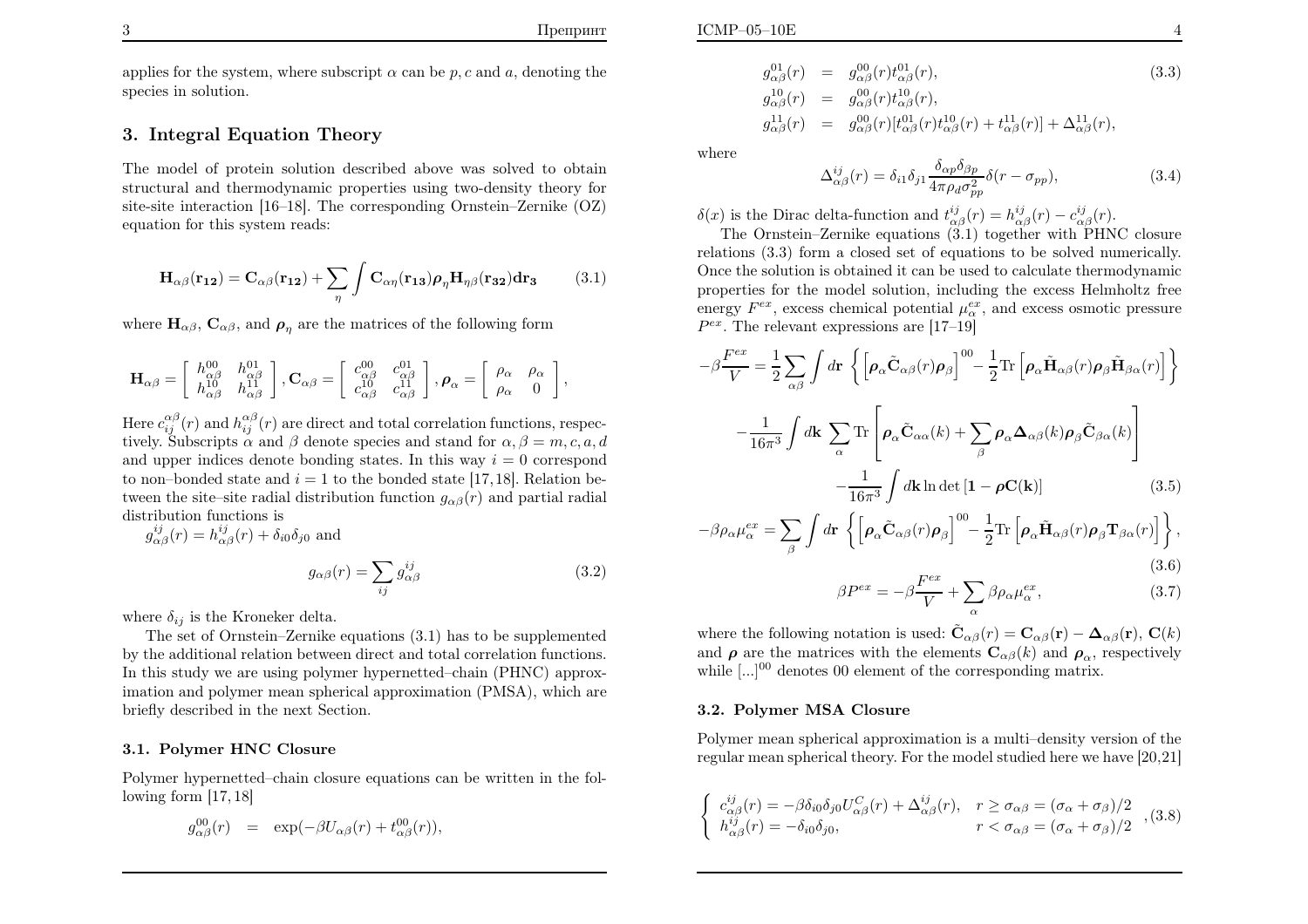applies for the system, where subscript $\alpha$ can be $p, c$ and $a$, denoting the species in solution.

## 3. Integral Equation Theory

The model of protein solution described above was solved to obtain structural and thermodynamic properties using two-density theory for site-site interaction [16–18]. The corresponding Ornstein–Zernike (OZ) equation for this system reads:

$$\mathbf{H}_{\alpha\beta}(\mathbf{r_{12}}) = \mathbf{C}_{\alpha\beta}(\mathbf{r_{12}}) + \sum_{\eta} \int \mathbf{C}_{\alpha\eta}(\mathbf{r_{13}})\boldsymbol{\rho}_{\eta}\mathbf{H}_{\eta\beta}(\mathbf{r_{32}})d\mathbf{r_3} \tag{3.1}$$

where $\mathbf{H}_{\alpha\beta}$, $\mathbf{C}_{\alpha\beta}$, and $\boldsymbol{\rho}_{\eta}$ are the matrices of the following form

$$\mathbf{H}_{\alpha\beta} = \begin{bmatrix} h^{00}_{\alpha\beta} & h^{01}_{\alpha\beta} \\ h^{10}_{\alpha\beta} & h^{11}_{\alpha\beta} \end{bmatrix}, \mathbf{C}_{\alpha\beta} = \begin{bmatrix} c^{00}_{\alpha\beta} & c^{01}_{\alpha\beta} \\ c^{10}_{\alpha\beta} & c^{11}_{\alpha\beta} \end{bmatrix}, \boldsymbol{\rho}_{\alpha} = \begin{bmatrix} \rho_{\alpha} & \rho_{\alpha} \\ \rho_{\alpha} & 0 \end{bmatrix},$$

Here $c^{\alpha\beta}_{ij}(r)$ and $h^{\alpha\beta}_{ij}(r)$ are direct and total correlation functions, respectively. Subscripts $\alpha$ and $\beta$ denote species and stand for $\alpha, \beta = m, c, a, d$ and upper indices denote bonding states. In this way $i = 0$ correspond to non–bonded state and $i = 1$ to the bonded state [17,18]. Relation between the site–site radial distribution function $g_{\alpha\beta}(r)$ and partial radial distribution functions is
$g^{ij}_{\alpha\beta}(r) = h^{ij}_{\alpha\beta}(r) + \delta_{i0}\delta_{j0}$ and

$$g_{\alpha\beta}(r) = \sum_{ij} g^{ij}_{\alpha\beta} \tag{3.2}$$

where $\delta_{ij}$ is the Kroneker delta.

The set of Ornstein–Zernike equations (3.1) has to be supplemented by the additional relation between direct and total correlation functions. In this study we are using polymer hypernetted–chain (PHNC) approximation and polymer mean spherical approximation (PMSA), which are briefly described in the next Section.

### 3.1. Polymer HNC Closure

Polymer hypernetted–chain closure equations can be written in the following form [17,18]

$$\begin{aligned}
g^{00}_{\alpha\beta}(r) &= \exp(-\beta U_{\alpha\beta}(r) + t^{00}_{\alpha\beta}(r)), \\
g^{01}_{\alpha\beta}(r) &= g^{00}_{\alpha\beta}(r)t^{01}_{\alpha\beta}(r), \\
g^{10}_{\alpha\beta}(r) &= g^{00}_{\alpha\beta}(r)t^{10}_{\alpha\beta}(r), \\
g^{11}_{\alpha\beta}(r) &= g^{00}_{\alpha\beta}(r)[t^{01}_{\alpha\beta}(r)t^{10}_{\alpha\beta}(r) + t^{11}_{\alpha\beta}(r)] + \Delta^{11}_{\alpha\beta}(r),
\end{aligned} \tag{3.3}$$

where

$$\Delta^{ij}_{\alpha\beta}(r) = \delta_{i1}\delta_{j1}\frac{\delta_{\alpha p}\delta_{\beta p}}{4\pi\rho_d\sigma^2_{pp}}\delta(r - \sigma_{pp}), \tag{3.4}$$

$\delta(x)$ is the Dirac delta-function and $t^{ij}_{\alpha\beta}(r) = h^{ij}_{\alpha\beta}(r) - c^{ij}_{\alpha\beta}(r)$.

The Ornstein–Zernike equations (3.1) together with PHNC closure relations (3.3) form a closed set of equations to be solved numerically. Once the solution is obtained it can be used to calculate thermodynamic properties for the model solution, including the excess Helmholtz free energy $F^{ex}$, excess chemical potential $\mu^{ex}_{\alpha}$, and excess osmotic pressure $P^{ex}$. The relevant expressions are [17–19]

$$\begin{aligned}
-\beta\frac{F^{ex}}{V} = \frac{1}{2}\sum_{\alpha\beta}\int d\mathbf{r}\ \Big\{ \Big[\boldsymbol{\rho}_{\alpha}\tilde{\mathbf{C}}_{\alpha\beta}(r)\boldsymbol{\rho}_{\beta}\Big]^{00} - \frac{1}{2}\mathrm{Tr}\Big[\boldsymbol{\rho}_{\alpha}\tilde{\mathbf{H}}_{\alpha\beta}(r)\boldsymbol{\rho}_{\beta}\tilde{\mathbf{H}}_{\beta\alpha}(r)\Big]\Big\} \\
-\frac{1}{16\pi^3}\int d\mathbf{k}\ \sum_{\alpha}\mathrm{Tr}\left[\boldsymbol{\rho}_{\alpha}\tilde{\mathbf{C}}_{\alpha\alpha}(k) + \sum_{\beta}\boldsymbol{\rho}_{\alpha}\boldsymbol{\Delta}_{\alpha\beta}(k)\boldsymbol{\rho}_{\beta}\tilde{\mathbf{C}}_{\beta\alpha}(k)\right] \\
-\frac{1}{16\pi^3}\int d\mathbf{k}\ln\det\left[\mathbf{1} - \boldsymbol{\rho}\mathbf{C}(\mathbf{k})\right]
\end{aligned} \tag{3.5}$$

$$-\beta\rho_{\alpha}\mu^{ex}_{\alpha} = \sum_{\beta}\int d\mathbf{r}\ \Big\{\Big[\boldsymbol{\rho}_{\alpha}\tilde{\mathbf{C}}_{\alpha\beta}(r)\boldsymbol{\rho}_{\beta}\Big]^{00} - \frac{1}{2}\mathrm{Tr}\Big[\boldsymbol{\rho}_{\alpha}\tilde{\mathbf{H}}_{\alpha\beta}(r)\boldsymbol{\rho}_{\beta}\mathbf{T}_{\beta\alpha}(r)\Big]\Big\}, \tag{3.6}$$

$$\beta P^{ex} = -\beta\frac{F^{ex}}{V} + \sum_{\alpha}\beta\rho_{\alpha}\mu^{ex}_{\alpha}, \tag{3.7}$$

where the following notation is used: $\tilde{\mathbf{C}}_{\alpha\beta}(r) = \mathbf{C}_{\alpha\beta}(\mathbf{r}) - \boldsymbol{\Delta}_{\alpha\beta}(\mathbf{r})$, $\mathbf{C}(k)$ and $\boldsymbol{\rho}$ are the matrices with the elements $\mathbf{C}_{\alpha\beta}(k)$ and $\boldsymbol{\rho}_{\alpha}$, respectively while $[...]^{00}$ denotes 00 element of the corresponding matrix.

### 3.2. Polymer MSA Closure

Polymer mean spherical approximation is a multi–density version of the regular mean spherical theory. For the model studied here we have [20,21]

$$\begin{cases} c^{ij}_{\alpha\beta}(r) = -\beta\delta_{i0}\delta_{j0}U^{C}_{\alpha\beta}(r) + \Delta^{ij}_{\alpha\beta}(r), & r \geq \sigma_{\alpha\beta} = (\sigma_{\alpha} + \sigma_{\beta})/2 \\ h^{ij}_{\alpha\beta}(r) = -\delta_{i0}\delta_{j0}, & r < \sigma_{\alpha\beta} = (\sigma_{\alpha} + \sigma_{\beta})/2 \end{cases}, \tag{3.8}$$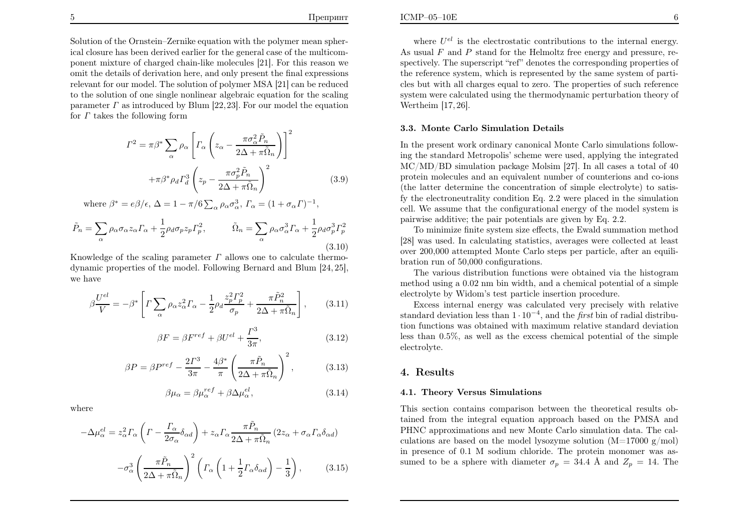Solution of the Ornstein–Zernike equation with the polymer mean spherical closure has been derived earlier for the general case of the multicomponent mixture of charged chain-like molecules [21]. For this reason we omit the details of derivation here, and only present the final expressions relevant for our model. The solution of polymer MSA [21] can be reduced to the solution of one single nonlinear algebraic equation for the scaling parameter $\Gamma$ as introduced by Blum [22,23]. For our model the equation for $\Gamma$ takes the following form

$$\Gamma^2 = \pi\beta^* \sum_\alpha \rho_\alpha \left[ \Gamma_\alpha \left( z_\alpha - \frac{\pi\sigma_\alpha^2 \tilde{P}_n}{2\Delta + \pi\tilde{\Omega}_n} \right) \right]^2 + \pi\beta^* \rho_d \Gamma_d^3 \left( z_p - \frac{\pi\sigma_p^2 \tilde{P}_n}{2\Delta + \pi\tilde{\Omega}_n} \right)^2 \tag{3.9}$$

where $\beta^* = e\beta/\epsilon$, $\Delta = 1 - \pi/6 \sum_\alpha \rho_\alpha \sigma_\alpha^3$, $\Gamma_\alpha = (1+\sigma_\alpha \Gamma)^{-1}$,

$$\tilde{P}_n = \sum_\alpha \rho_\alpha \sigma_\alpha z_\alpha \Gamma_\alpha + \frac{1}{2}\rho_d \sigma_p z_p \Gamma_p^2, \qquad \tilde{\Omega}_n = \sum_\alpha \rho_\alpha \sigma_\alpha^3 \Gamma_\alpha + \frac{1}{2}\rho_d \sigma_p^3 \Gamma_p^2 \tag{3.10}$$

Knowledge of the scaling parameter $\Gamma$ allows one to calculate thermodynamic properties of the model. Following Bernard and Blum [24,25], we have

$$\beta\frac{U^{el}}{V} = -\beta^* \left[ \Gamma \sum_\alpha \rho_\alpha z_\alpha^2 \Gamma_\alpha - \frac{1}{2}\rho_d \frac{z_p^2 \Gamma_p^2}{\sigma_p} + \frac{\pi \tilde{P}_n^2}{2\Delta + \pi\tilde{\Omega}_n} \right], \tag{3.11}$$

$$\beta F = \beta F^{ref} + \beta U^{el} + \frac{\Gamma^3}{3\pi}, \tag{3.12}$$

$$\beta P = \beta P^{ref} - \frac{2\Gamma^3}{3\pi} - \frac{4\beta^*}{\pi} \left( \frac{\pi \tilde{P}_n}{2\Delta + \pi\tilde{\Omega}_n} \right)^2, \tag{3.13}$$

$$\beta\mu_\alpha = \beta\mu_\alpha^{ref} + \beta\Delta\mu_\alpha^{el}, \tag{3.14}$$

where

$$-\Delta\mu_\alpha^{el} = z_\alpha^2 \Gamma_\alpha \left( \Gamma - \frac{\Gamma_\alpha}{2\sigma_\alpha}\delta_{\alpha d} \right) + z_\alpha \Gamma_\alpha \frac{\pi \tilde{P}_n}{2\Delta + \pi\tilde{\Omega}_n} \left( 2z_\alpha + \sigma_\alpha \Gamma_\alpha \delta_{\alpha d} \right) - \sigma_\alpha^3 \left( \frac{\pi \tilde{P}_n}{2\Delta + \pi\tilde{\Omega}_n} \right)^2 \left( \Gamma_\alpha \left( 1 + \frac{1}{2}\Gamma_\alpha \delta_{\alpha d} \right) - \frac{1}{3} \right), \tag{3.15}$$

where $U^{el}$ is the electrostatic contributions to the internal energy. As usual $F$ and $P$ stand for the Helmoltz free energy and pressure, respectively. The superscript "ref" denotes the corresponding properties of the reference system, which is represented by the same system of particles but with all charges equal to zero. The properties of such reference system were calculated using the thermodynamic perturbation theory of Wertheim [17,26].

### 3.3. Monte Carlo Simulation Details

In the present work ordinary canonical Monte Carlo simulations following the standard Metropolis' scheme were used, applying the integrated MC/MD/BD simulation package Molsim [27]. In all cases a total of 40 protein molecules and an equivalent number of counterions and co-ions (the latter determine the concentration of simple electrolyte) to satisfy the electroneutrality condition Eq. 2.2 were placed in the simulation cell. We assume that the configurational energy of the model system is pairwise additive; the pair potentials are given by Eq. 2.2.

To minimize finite system size effects, the Ewald summation method [28] was used. In calculating statistics, averages were collected at least over 200,000 attempted Monte Carlo steps per particle, after an equilibration run of 50,000 configurations.

The various distribution functions were obtained via the histogram method using a 0.02 nm bin width, and a chemical potential of a simple electrolyte by Widom's test particle insertion procedure.

Excess internal energy was calculated very precisely with relative standard deviation less than $1 \cdot 10^{-4}$, and the *first* bin of radial distribution functions was obtained with maximum relative standard deviation less than 0.5%, as well as the excess chemical potential of the simple electrolyte.

## 4. Results

### 4.1. Theory Versus Simulations

This section contains comparison between the theoretical results obtained from the integral equation approach based on the PMSA and PHNC approximations and new Monte Carlo simulation data. The calculations are based on the model lysozyme solution (M=17000 g/mol) in presence of 0.1 M sodium chloride. The protein monomer was assumed to be a sphere with diameter $\sigma_p = 34.4$ Å and $Z_p = 14$. The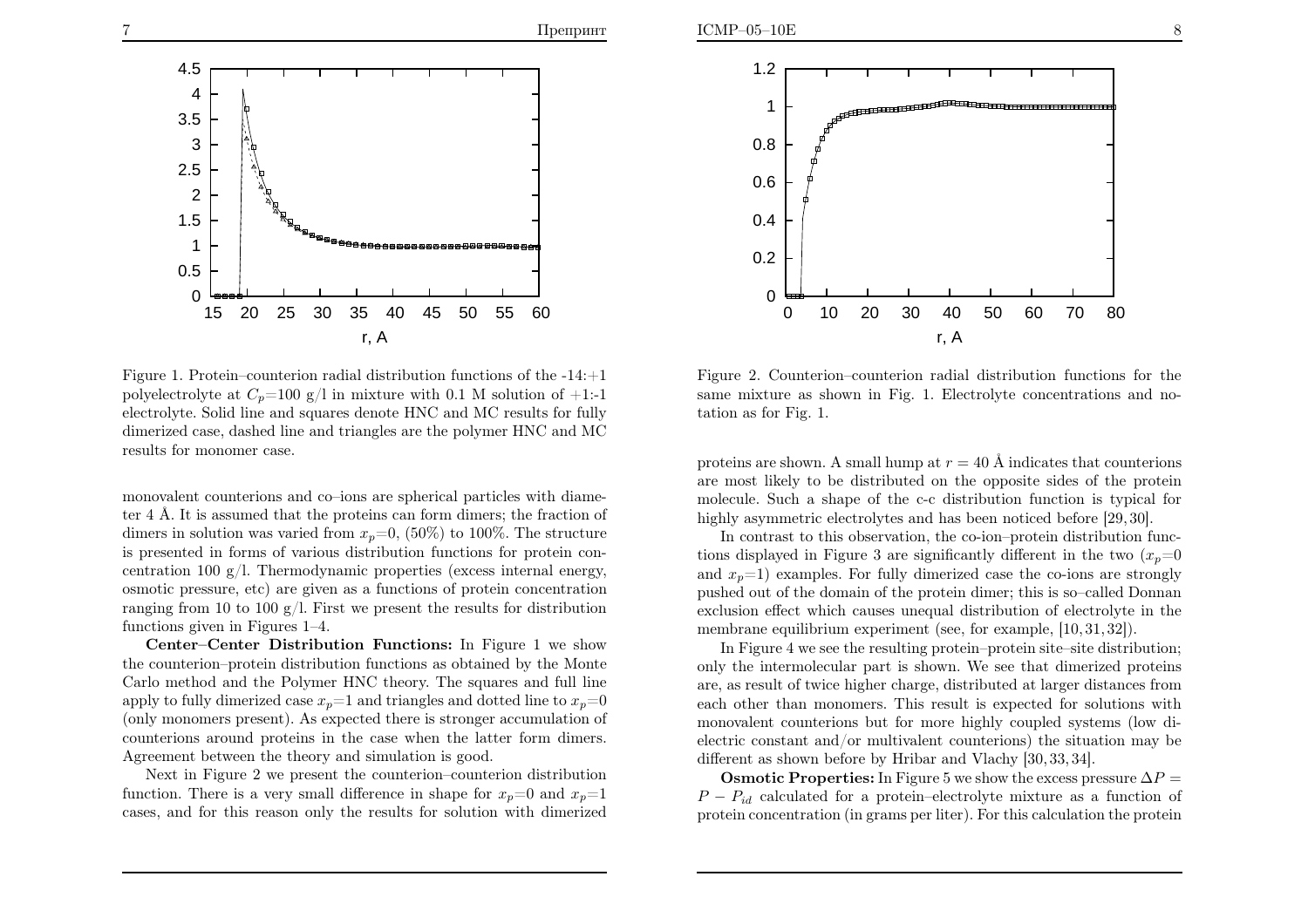Figure 1. Protein–counterion radial distribution functions of the -14:+1 polyelectrolyte at $C_p$=100 g/l in mixture with 0.1 M solution of +1:-1 electrolyte. Solid line and squares denote HNC and MC results for fully dimerized case, dashed line and triangles are the polymer HNC and MC results for monomer case.

monovalent counterions and co–ions are spherical particles with diameter 4 Å. It is assumed that the proteins can form dimers; the fraction of dimers in solution was varied from $x_p$=0, (50%) to 100%. The structure is presented in forms of various distribution functions for protein concentration 100 g/l. Thermodynamic properties (excess internal energy, osmotic pressure, etc) are given as a functions of protein concentration ranging from 10 to 100 g/l. First we present the results for distribution functions given in Figures 1–4.

**Center–Center Distribution Functions:** In Figure 1 we show the counterion–protein distribution functions as obtained by the Monte Carlo method and the Polymer HNC theory. The squares and full line apply to fully dimerized case $x_p$=1 and triangles and dotted line to $x_p$=0 (only monomers present). As expected there is stronger accumulation of counterions around proteins in the case when the latter form dimers. Agreement between the theory and simulation is good.

Next in Figure 2 we present the counterion–counterion distribution function. There is a very small difference in shape for $x_p$=0 and $x_p$=1 cases, and for this reason only the results for solution with dimerized proteins are shown. A small hump at $r = 40$ Å indicates that counterions are most likely to be distributed on the opposite sides of the protein molecule. Such a shape of the c-c distribution function is typical for highly asymmetric electrolytes and has been noticed before [29, 30].

Figure 2. Counterion–counterion radial distribution functions for the same mixture as shown in Fig. 1. Electrolyte concentrations and notation as for Fig. 1.

In contrast to this observation, the co-ion–protein distribution functions displayed in Figure 3 are significantly different in the two ($x_p$=0 and $x_p$=1) examples. For fully dimerized case the co-ions are strongly pushed out of the domain of the protein dimer; this is so–called Donnan exclusion effect which causes unequal distribution of electrolyte in the membrane equilibrium experiment (see, for example, [10, 31, 32]).

In Figure 4 we see the resulting protein–protein site–site distribution; only the intermolecular part is shown. We see that dimerized proteins are, as result of twice higher charge, distributed at larger distances from each other than monomers. This result is expected for solutions with monovalent counterions but for more highly coupled systems (low dielectric constant and/or multivalent counterions) the situation may be different as shown before by Hribar and Vlachy [30, 33, 34].

**Osmotic Properties:** In Figure 5 we show the excess pressure $\Delta P = P - P_{id}$ calculated for a protein–electrolyte mixture as a function of protein concentration (in grams per liter). For this calculation the protein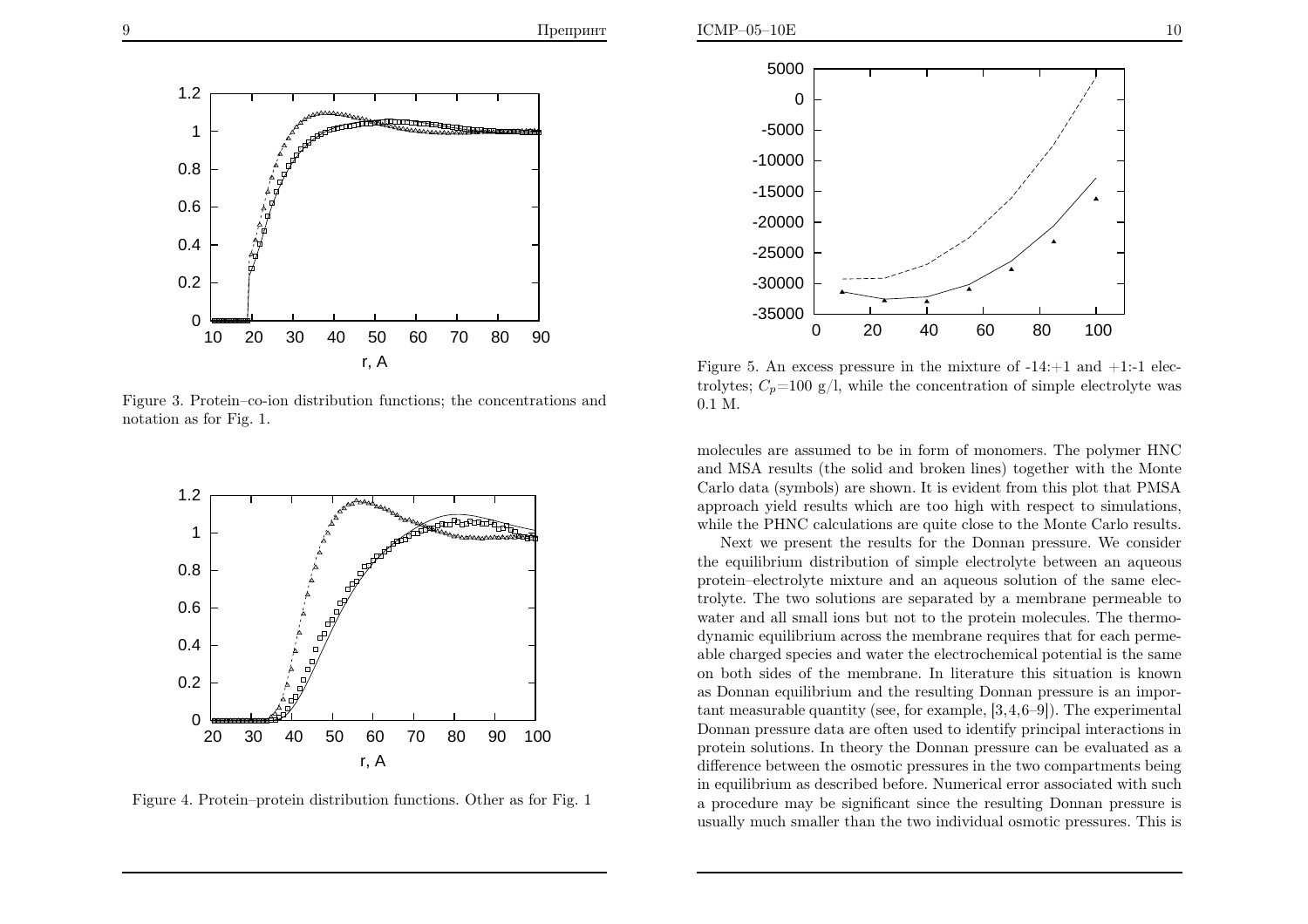Figure 3. Protein–co-ion distribution functions; the concentrations and notation as for Fig. 1.

Figure 4. Protein–protein distribution functions. Other as for Fig. 1

Figure 5. An excess pressure in the mixture of -14:+1 and +1:-1 electrolytes; $C_p$=100 g/l, while the concentration of simple electrolyte was 0.1 M.

molecules are assumed to be in form of monomers. The polymer HNC and MSA results (the solid and broken lines) together with the Monte Carlo data (symbols) are shown. It is evident from this plot that PMSA approach yield results which are too high with respect to simulations, while the PHNC calculations are quite close to the Monte Carlo results.

Next we present the results for the Donnan pressure. We consider the equilibrium distribution of simple electrolyte between an aqueous protein–electrolyte mixture and an aqueous solution of the same electrolyte. The two solutions are separated by a membrane permeable to water and all small ions but not to the protein molecules. The thermodynamic equilibrium across the membrane requires that for each permeable charged species and water the electrochemical potential is the same on both sides of the membrane. In literature this situation is known as Donnan equilibrium and the resulting Donnan pressure is an important measurable quantity (see, for example, [3,4,6–9]). The experimental Donnan pressure data are often used to identify principal interactions in protein solutions. In theory the Donnan pressure can be evaluated as a difference between the osmotic pressures in the two compartments being in equilibrium as described before. Numerical error associated with such a procedure may be significant since the resulting Donnan pressure is usually much smaller than the two individual osmotic pressures. This is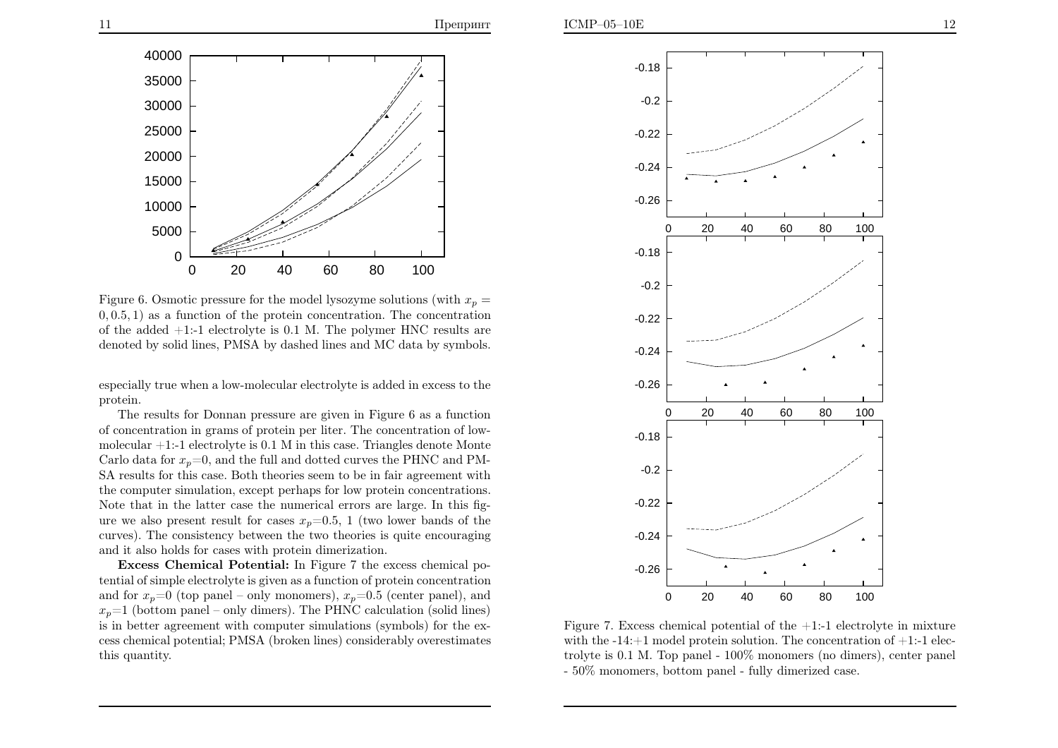Figure 6. Osmotic pressure for the model lysozyme solutions (with $x_p = 0, 0.5, 1$) as a function of the protein concentration. The concentration of the added +1:-1 electrolyte is 0.1 M. The polymer HNC results are denoted by solid lines, PMSA by dashed lines and MC data by symbols.

especially true when a low-molecular electrolyte is added in excess to the protein.

The results for Donnan pressure are given in Figure 6 as a function of concentration in grams of protein per liter. The concentration of low-molecular +1:-1 electrolyte is 0.1 M in this case. Triangles denote Monte Carlo data for $x_p$=0, and the full and dotted curves the PHNC and PM-SA results for this case. Both theories seem to be in fair agreement with the computer simulation, except perhaps for low protein concentrations. Note that in the latter case the numerical errors are large. In this figure we also present result for cases $x_p$=0.5, 1 (two lower bands of the curves). The consistency between the two theories is quite encouraging and it also holds for cases with protein dimerization.

**Excess Chemical Potential:** In Figure 7 the excess chemical potential of simple electrolyte is given as a function of protein concentration and for $x_p$=0 (top panel – only monomers), $x_p$=0.5 (center panel), and $x_p$=1 (bottom panel – only dimers). The PHNC calculation (solid lines) is in better agreement with computer simulations (symbols) for the excess chemical potential; PMSA (broken lines) considerably overestimates this quantity.

Figure 7. Excess chemical potential of the +1:-1 electrolyte in mixture with the -14:+1 model protein solution. The concentration of +1:-1 electrolyte is 0.1 M. Top panel - 100% monomers (no dimers), center panel - 50% monomers, bottom panel - fully dimerized case.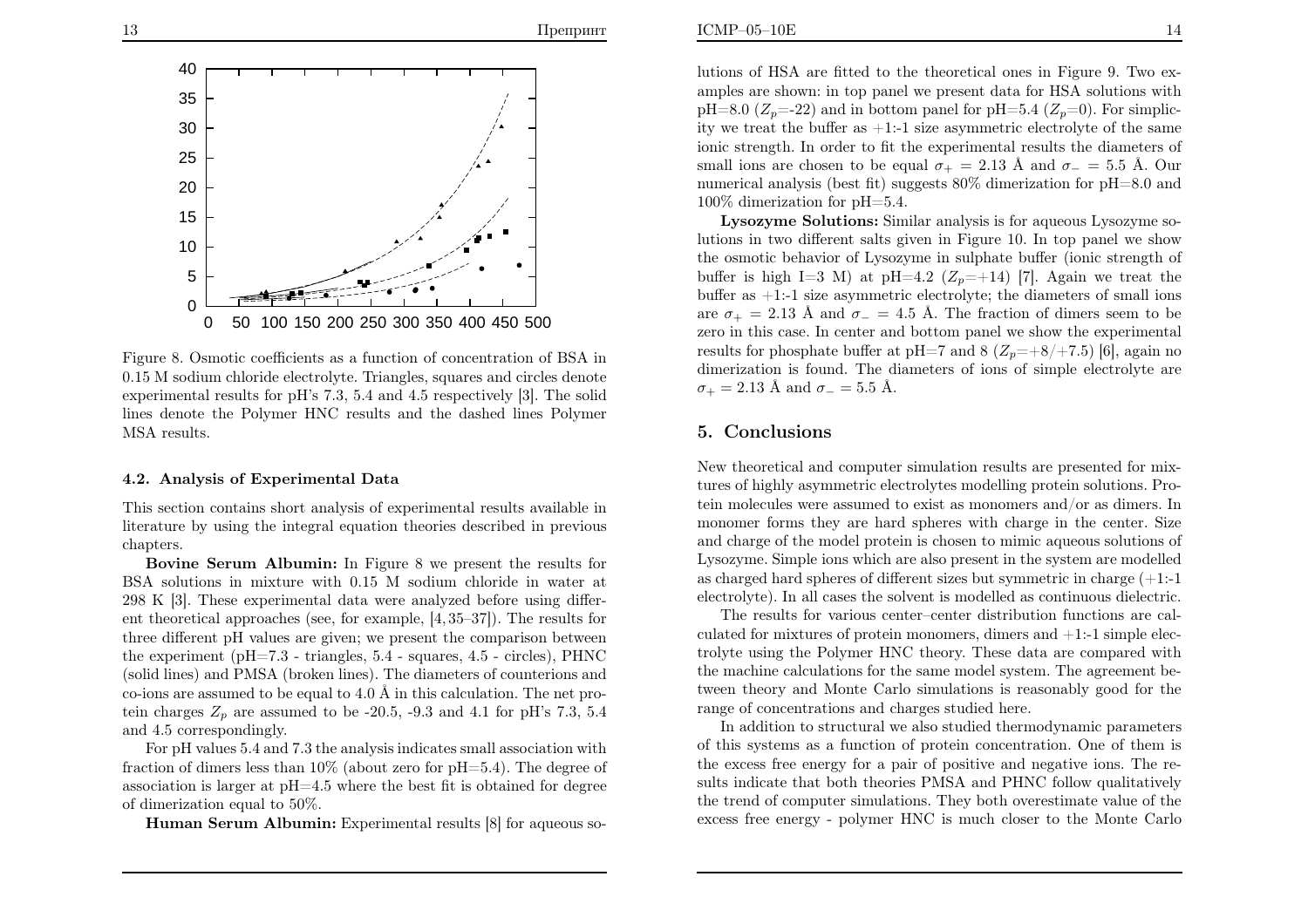Figure 8. Osmotic coefficients as a function of concentration of BSA in 0.15 M sodium chloride electrolyte. Triangles, squares and circles denote experimental results for pH's 7.3, 5.4 and 4.5 respectively [3]. The solid lines denote the Polymer HNC results and the dashed lines Polymer MSA results.

### 4.2. Analysis of Experimental Data

This section contains short analysis of experimental results available in literature by using the integral equation theories described in previous chapters.

**Bovine Serum Albumin:** In Figure 8 we present the results for BSA solutions in mixture with 0.15 M sodium chloride in water at 298 K [3]. These experimental data were analyzed before using different theoretical approaches (see, for example, [4, 35–37]). The results for three different pH values are given; we present the comparison between the experiment (pH=7.3 - triangles, 5.4 - squares, 4.5 - circles), PHNC (solid lines) and PMSA (broken lines). The diameters of counterions and co-ions are assumed to be equal to 4.0 Å in this calculation. The net protein charges $Z_p$ are assumed to be -20.5, -9.3 and 4.1 for pH's 7.3, 5.4 and 4.5 correspondingly.

For pH values 5.4 and 7.3 the analysis indicates small association with fraction of dimers less than 10% (about zero for pH=5.4). The degree of association is larger at pH=4.5 where the best fit is obtained for degree of dimerization equal to 50%.

**Human Serum Albumin:** Experimental results [8] for aqueous solutions of HSA are fitted to the theoretical ones in Figure 9. Two examples are shown: in top panel we present data for HSA solutions with pH=8.0 ($Z_p$=-22) and in bottom panel for pH=5.4 ($Z_p$=0). For simplicity we treat the buffer as +1:-1 size asymmetric electrolyte of the same ionic strength. In order to fit the experimental results the diameters of small ions are chosen to be equal $\sigma_+ = 2.13$ Å and $\sigma_- = 5.5$ Å. Our numerical analysis (best fit) suggests 80% dimerization for pH=8.0 and 100% dimerization for pH=5.4.

**Lysozyme Solutions:** Similar analysis is for aqueous Lysozyme solutions in two different salts given in Figure 10. In top panel we show the osmotic behavior of Lysozyme in sulphate buffer (ionic strength of buffer is high I=3 M) at pH=4.2 ($Z_p$=+14) [7]. Again we treat the buffer as +1:-1 size asymmetric electrolyte; the diameters of small ions are $\sigma_+ = 2.13$ Å and $\sigma_- = 4.5$ Å. The fraction of dimers seem to be zero in this case. In center and bottom panel we show the experimental results for phosphate buffer at pH=7 and 8 ($Z_p$=+8/+7.5) [6], again no dimerization is found. The diameters of ions of simple electrolyte are $\sigma_+ = 2.13$ Å and $\sigma_- = 5.5$ Å.

## 5. Conclusions

New theoretical and computer simulation results are presented for mixtures of highly asymmetric electrolytes modelling protein solutions. Protein molecules were assumed to exist as monomers and/or as dimers. In monomer forms they are hard spheres with charge in the center. Size and charge of the model protein is chosen to mimic aqueous solutions of Lysozyme. Simple ions which are also present in the system are modelled as charged hard spheres of different sizes but symmetric in charge (+1:-1 electrolyte). In all cases the solvent is modelled as continuous dielectric.

The results for various center–center distribution functions are calculated for mixtures of protein monomers, dimers and +1:-1 simple electrolyte using the Polymer HNC theory. These data are compared with the machine calculations for the same model system. The agreement between theory and Monte Carlo simulations is reasonably good for the range of concentrations and charges studied here.

In addition to structural we also studied thermodynamic parameters of this systems as a function of protein concentration. One of them is the excess free energy for a pair of positive and negative ions. The results indicate that both theories PMSA and PHNC follow qualitatively the trend of computer simulations. They both overestimate value of the excess free energy - polymer HNC is much closer to the Monte Carlo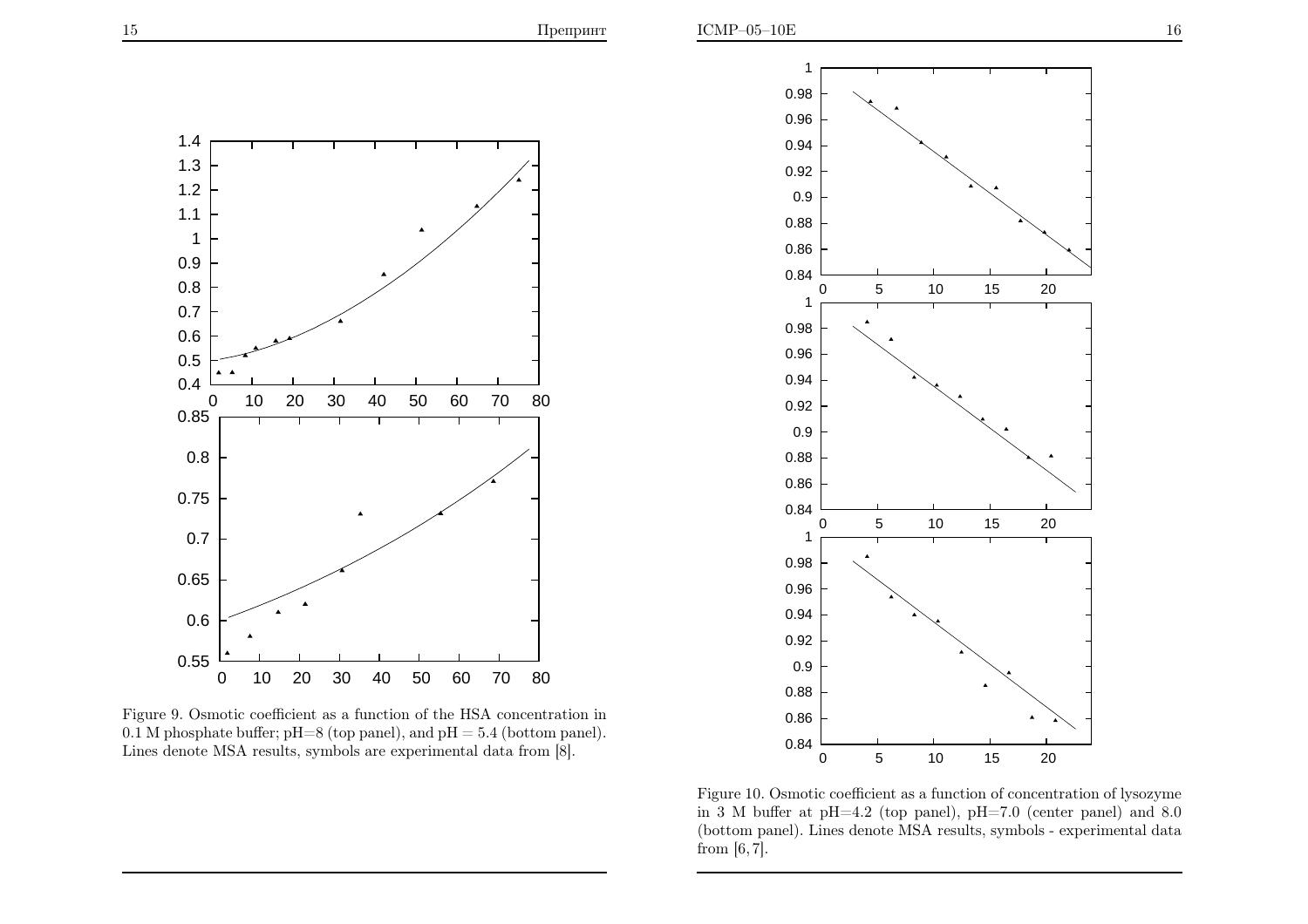Figure 9. Osmotic coefficient as a function of the HSA concentration in 0.1 M phosphate buffer; pH=8 (top panel), and pH = 5.4 (bottom panel). Lines denote MSA results, symbols are experimental data from [8].

Figure 10. Osmotic coefficient as a function of concentration of lysozyme in 3 M buffer at pH=4.2 (top panel), pH=7.0 (center panel) and 8.0 (bottom panel). Lines denote MSA results, symbols - experimental data from [6, 7].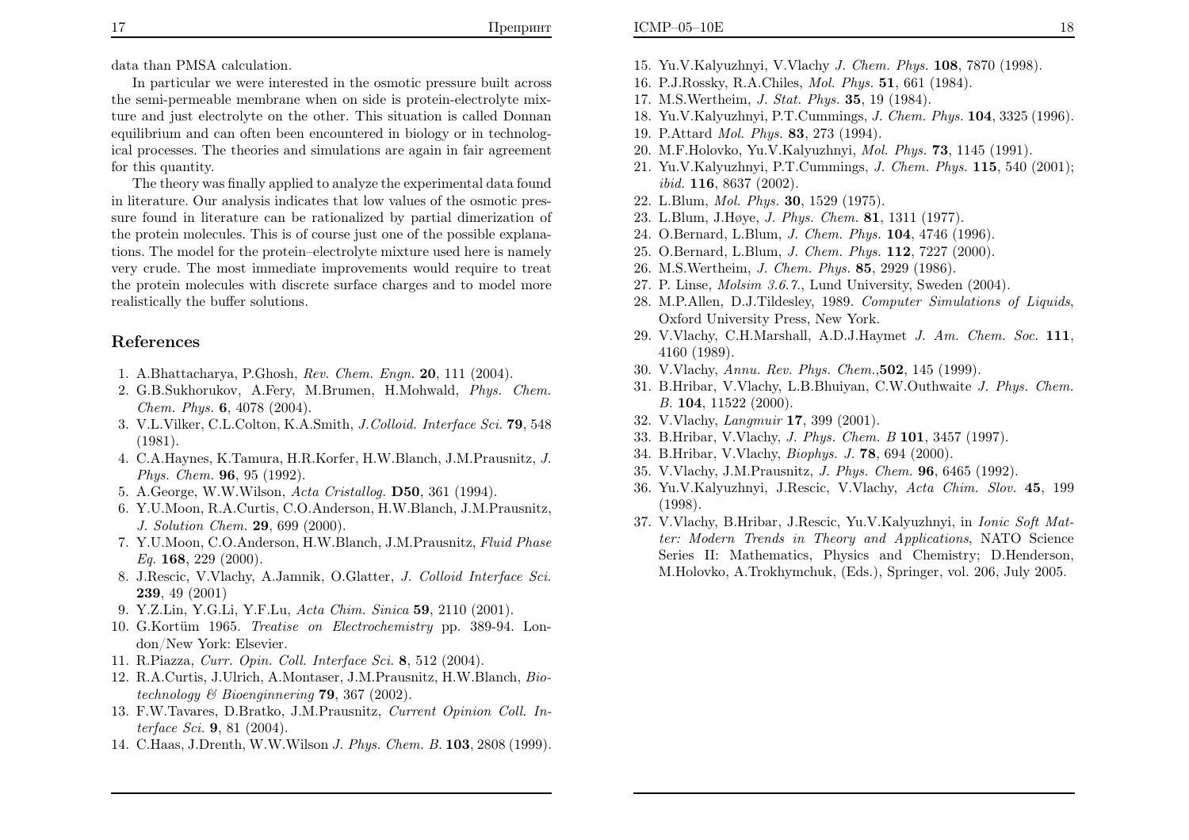data than PMSA calculation.

In particular we were interested in the osmotic pressure built across the semi-permeable membrane when on side is protein-electrolyte mixture and just electrolyte on the other. This situation is called Donnan equilibrium and can often been encountered in biology or in technological processes. The theories and simulations are again in fair agreement for this quantity.

The theory was finally applied to analyze the experimental data found in literature. Our analysis indicates that low values of the osmotic pressure found in literature can be rationalized by partial dimerization of the protein molecules. This is of course just one of the possible explanations. The model for the protein–electrolyte mixture used here is namely very crude. The most immediate improvements would require to treat the protein molecules with discrete surface charges and to model more realistically the buffer solutions.

## References

1. A.Bhattacharya, P.Ghosh, *Rev. Chem. Engn.* **20**, 111 (2004).
2. G.B.Sukhorukov, A.Fery, M.Brumen, H.Mohwald, *Phys. Chem. Chem. Phys.* **6**, 4078 (2004).
3. V.L.Vilker, C.L.Colton, K.A.Smith, *J.Colloid. Interface Sci.* **79**, 548 (1981).
4. C.A.Haynes, K.Tamura, H.R.Korfer, H.W.Blanch, J.M.Prausnitz, *J. Phys. Chem.* **96**, 95 (1992).
5. A.George, W.W.Wilson, *Acta Cristallog.* **D50**, 361 (1994).
6. Y.U.Moon, R.A.Curtis, C.O.Anderson, H.W.Blanch, J.M.Prausnitz, *J. Solution Chem.* **29**, 699 (2000).
7. Y.U.Moon, C.O.Anderson, H.W.Blanch, J.M.Prausnitz, *Fluid Phase Eq.* **168**, 229 (2000).
8. J.Rescic, V.Vlachy, A.Jamnik, O.Glatter, *J. Colloid Interface Sci.* **239**, 49 (2001)
9. Y.Z.Lin, Y.G.Li, Y.F.Lu, *Acta Chim. Sinica* **59**, 2110 (2001).
10. G.Kortüm 1965. *Treatise on Electrochemistry* pp. 389-94. London/New York: Elsevier.
11. R.Piazza, *Curr. Opin. Coll. Interface Sci.* **8**, 512 (2004).
12. R.A.Curtis, J.Ulrich, A.Montaser, J.M.Prausnitz, H.W.Blanch, *Biotechnology & Bioenginnering* **79**, 367 (2002).
13. F.W.Tavares, D.Bratko, J.M.Prausnitz, *Current Opinion Coll. Interface Sci.* **9**, 81 (2004).
14. C.Haas, J.Drenth, W.W.Wilson *J. Phys. Chem. B.* **103**, 2808 (1999).
15. Yu.V.Kalyuzhnyi, V.Vlachy *J. Chem. Phys.* **108**, 7870 (1998).
16. P.J.Rossky, R.A.Chiles, *Mol. Phys.* **51**, 661 (1984).
17. M.S.Wertheim, *J. Stat. Phys.* **35**, 19 (1984).
18. Yu.V.Kalyuzhnyi, P.T.Cummings, *J. Chem. Phys.* **104**, 3325 (1996).
19. P.Attard *Mol. Phys.* **83**, 273 (1994).
20. M.F.Holovko, Yu.V.Kalyuzhnyi, *Mol. Phys.* **73**, 1145 (1991).
21. Yu.V.Kalyuzhnyi, P.T.Cummings, *J. Chem. Phys.* **115**, 540 (2001); *ibid.* **116**, 8637 (2002).
22. L.Blum, *Mol. Phys.* **30**, 1529 (1975).
23. L.Blum, J.Høye, *J. Phys. Chem.* **81**, 1311 (1977).
24. O.Bernard, L.Blum, *J. Chem. Phys.* **104**, 4746 (1996).
25. O.Bernard, L.Blum, *J. Chem. Phys.* **112**, 7227 (2000).
26. M.S.Wertheim, *J. Chem. Phys.* **85**, 2929 (1986).
27. P. Linse, *Molsim 3.6.7.*, Lund University, Sweden (2004).
28. M.P.Allen, D.J.Tildesley, 1989. *Computer Simulations of Liquids*, Oxford University Press, New York.
29. V.Vlachy, C.H.Marshall, A.D.J.Haymet *J. Am. Chem. Soc.* **111**, 4160 (1989).
30. V.Vlachy, *Annu. Rev. Phys. Chem.*,**502**, 145 (1999).
31. B.Hribar, V.Vlachy, L.B.Bhuiyan, C.W.Outhwaite *J. Phys. Chem. B.* **104**, 11522 (2000).
32. V.Vlachy, *Langmuir* **17**, 399 (2001).
33. B.Hribar, V.Vlachy, *J. Phys. Chem. B* **101**, 3457 (1997).
34. B.Hribar, V.Vlachy, *Biophys. J.* **78**, 694 (2000).
35. V.Vlachy, J.M.Prausnitz, *J. Phys. Chem.* **96**, 6465 (1992).
36. Yu.V.Kalyuzhnyi, J.Rescic, V.Vlachy, *Acta Chim. Slov.* **45**, 199 (1998).
37. V.Vlachy, B.Hribar, J.Rescic, Yu.V.Kalyuzhnyi, in *Ionic Soft Matter: Modern Trends in Theory and Applications*, NATO Science Series II: Mathematics, Physics and Chemistry; D.Henderson, M.Holovko, A.Trokhymchuk, (Eds.), Springer, vol. 206, July 2005.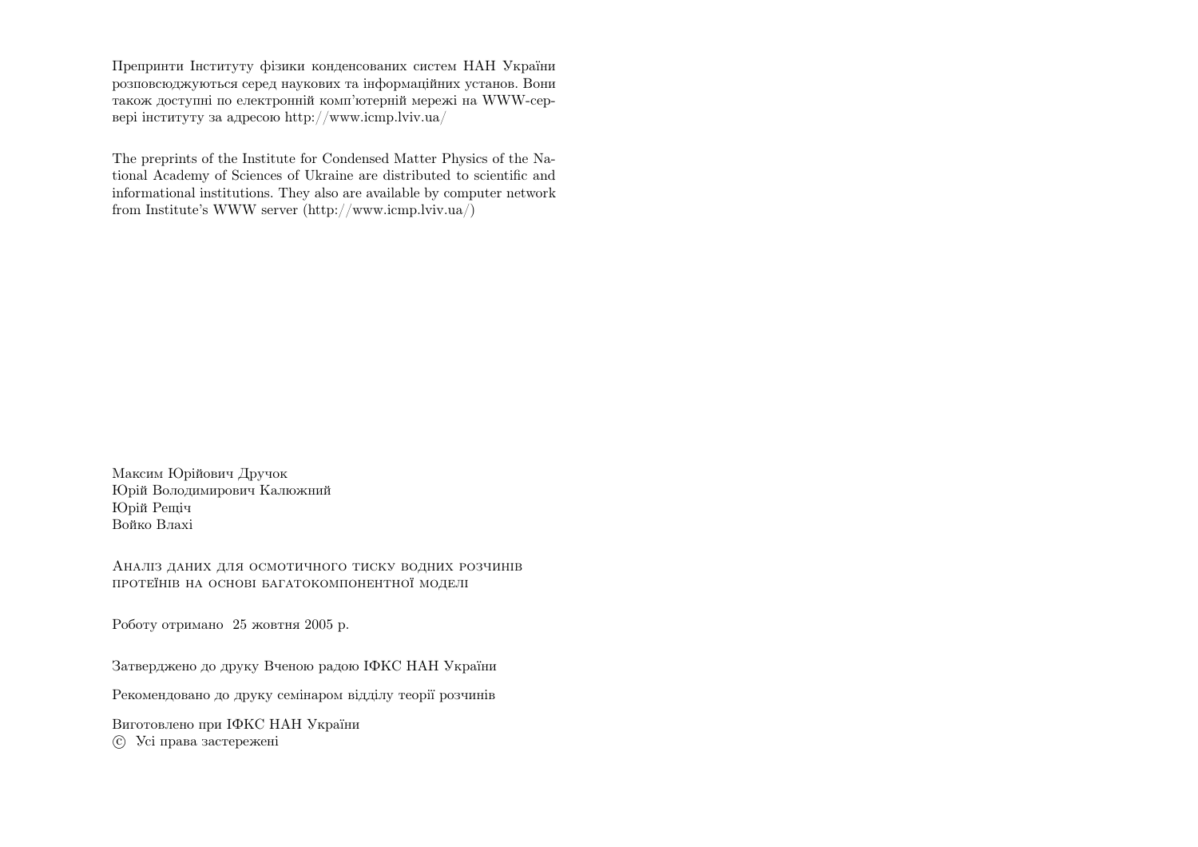Препринти Інституту фізики конденсованих систем НАН України розповсюджуються серед наукових та інформаційних установ. Вони також доступні по електронній комп'ютерній мережі на WWW-сервері інституту за адресою http://www.icmp.lviv.ua/

The preprints of the Institute for Condensed Matter Physics of the National Academy of Sciences of Ukraine are distributed to scientific and informational institutions. They also are available by computer network from Institute's WWW server (http://www.icmp.lviv.ua/)

Максим Юрійович Дручок
Юрій Володимирович Калюжний
Юрій Рещіч
Войко Влахі

Аналіз даних для осмотичного тиску водних розчинів протеїнів на основі багатокомпонентної моделі

Роботу отримано 25 жовтня 2005 р.

Затверджено до друку Вченою радою ІФКС НАН України

Рекомендовано до друку семінаром відділу теорії розчинів

Виготовлено при ІФКС НАН України
© Усі права застережені